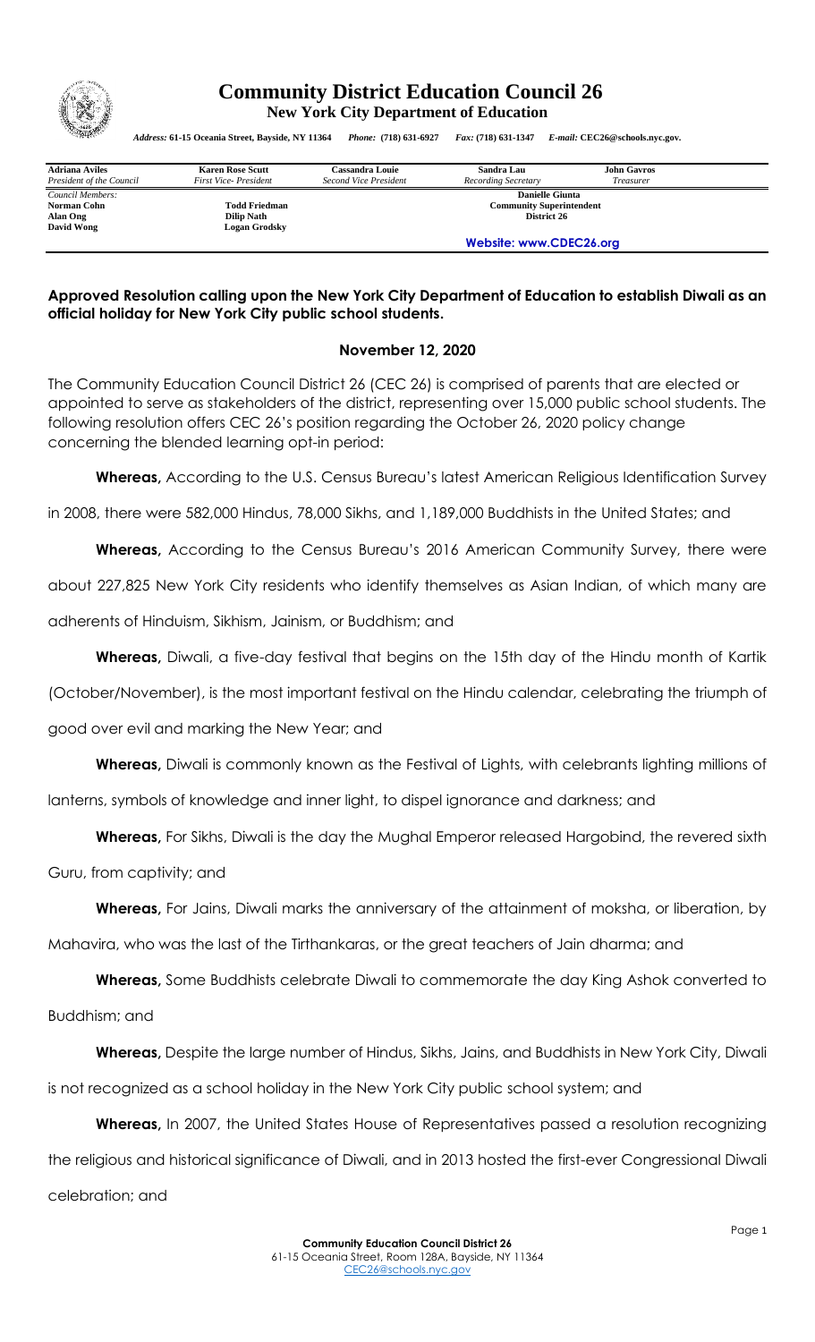# Community District Education Council 26

**New York City Department of Education**

*Address:* **61-15 Oceania Street, Bayside, NY 11364** *Phone:* **(718) 631-6927** *Fax:* **(718) 631-1347** *E-mail:* **CEC26@schools.nyc.gov.**

| **Adriana Aviles** | **Karen Rose Scutt** | **Cassandra Louie** | **Sandra Lau** | **John Gavros** |
|---|---|---|---|---|
| *President of the Council* | *First Vice- President* | *Second Vice President* | *Recording Secretary* | *Treasurer* |

*Council Members:*
**Norman Cohn** **Todd Friedman**
**Alan Ong** **Dilip Nath**
**David Wong** **Logan Grodsky**

**Danielle Giunta**
**Community Superintendent**
**District 26**

**Website: www.CDEC26.org**

## Approved Resolution calling upon the New York City Department of Education to establish Diwali as an official holiday for New York City public school students.

**November 12, 2020**

The Community Education Council District 26 (CEC 26) is comprised of parents that are elected or appointed to serve as stakeholders of the district, representing over 15,000 public school students. The following resolution offers CEC 26's position regarding the October 26, 2020 policy change concerning the blended learning opt-in period:

**Whereas,** According to the U.S. Census Bureau's latest American Religious Identification Survey in 2008, there were 582,000 Hindus, 78,000 Sikhs, and 1,189,000 Buddhists in the United States; and

**Whereas,** According to the Census Bureau's 2016 American Community Survey, there were about 227,825 New York City residents who identify themselves as Asian Indian, of which many are adherents of Hinduism, Sikhism, Jainism, or Buddhism; and

**Whereas,** Diwali, a five-day festival that begins on the 15th day of the Hindu month of Kartik (October/November), is the most important festival on the Hindu calendar, celebrating the triumph of good over evil and marking the New Year; and

**Whereas,** Diwali is commonly known as the Festival of Lights, with celebrants lighting millions of lanterns, symbols of knowledge and inner light, to dispel ignorance and darkness; and

**Whereas,** For Sikhs, Diwali is the day the Mughal Emperor released Hargobind, the revered sixth Guru, from captivity; and

**Whereas,** For Jains, Diwali marks the anniversary of the attainment of moksha, or liberation, by Mahavira, who was the last of the Tirthankaras, or the great teachers of Jain dharma; and

**Whereas,** Some Buddhists celebrate Diwali to commemorate the day King Ashok converted to Buddhism; and

**Whereas,** Despite the large number of Hindus, Sikhs, Jains, and Buddhists in New York City, Diwali is not recognized as a school holiday in the New York City public school system; and

**Whereas,** In 2007, the United States House of Representatives passed a resolution recognizing the religious and historical significance of Diwali, and in 2013 hosted the first-ever Congressional Diwali celebration; and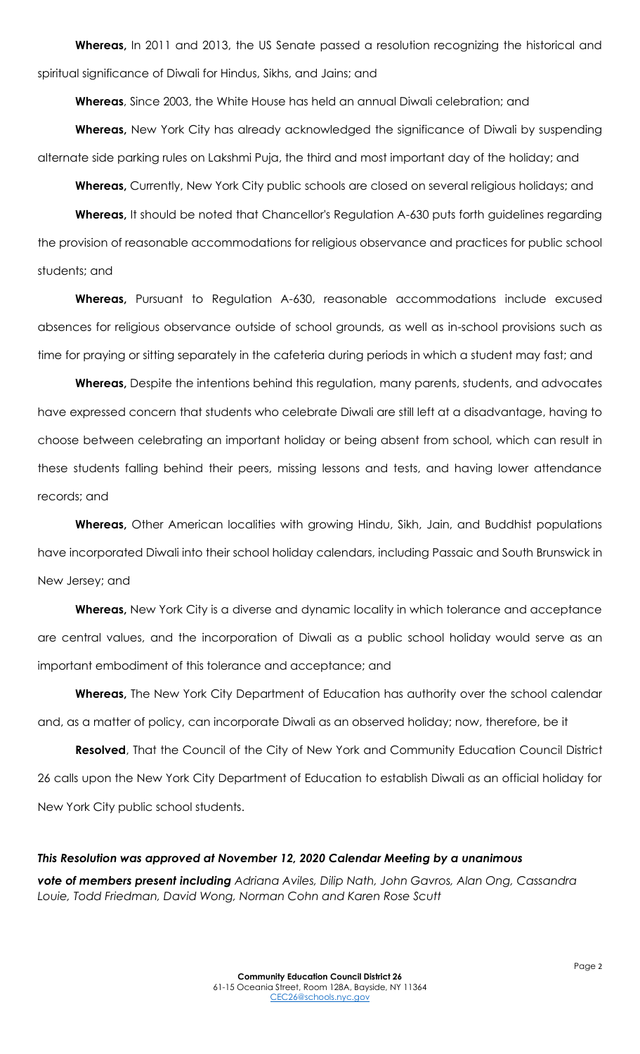**Whereas,** In 2011 and 2013, the US Senate passed a resolution recognizing the historical and spiritual significance of Diwali for Hindus, Sikhs, and Jains; and

**Whereas**, Since 2003, the White House has held an annual Diwali celebration; and

**Whereas,** New York City has already acknowledged the significance of Diwali by suspending alternate side parking rules on Lakshmi Puja, the third and most important day of the holiday; and

**Whereas,** Currently, New York City public schools are closed on several religious holidays; and

**Whereas,** It should be noted that Chancellor's Regulation A-630 puts forth guidelines regarding the provision of reasonable accommodations for religious observance and practices for public school students; and

**Whereas,** Pursuant to Regulation A-630, reasonable accommodations include excused absences for religious observance outside of school grounds, as well as in-school provisions such as time for praying or sitting separately in the cafeteria during periods in which a student may fast; and

**Whereas,** Despite the intentions behind this regulation, many parents, students, and advocates have expressed concern that students who celebrate Diwali are still left at a disadvantage, having to choose between celebrating an important holiday or being absent from school, which can result in these students falling behind their peers, missing lessons and tests, and having lower attendance records; and

**Whereas,** Other American localities with growing Hindu, Sikh, Jain, and Buddhist populations have incorporated Diwali into their school holiday calendars, including Passaic and South Brunswick in New Jersey; and

**Whereas,** New York City is a diverse and dynamic locality in which tolerance and acceptance are central values, and the incorporation of Diwali as a public school holiday would serve as an important embodiment of this tolerance and acceptance; and

**Whereas,** The New York City Department of Education has authority over the school calendar and, as a matter of policy, can incorporate Diwali as an observed holiday; now, therefore, be it

**Resolved**, That the Council of the City of New York and Community Education Council District 26 calls upon the New York City Department of Education to establish Diwali as an official holiday for New York City public school students.

***This Resolution was approved at November 12, 2020 Calendar Meeting by a unanimous vote of members present including*** *Adriana Aviles, Dilip Nath, John Gavros, Alan Ong, Cassandra Louie, Todd Friedman, David Wong, Norman Cohn and Karen Rose Scutt*

**Community Education Council District 26**
61-15 Oceania Street, Room 128A, Bayside, NY 11364
CEC26@schools.nyc.gov